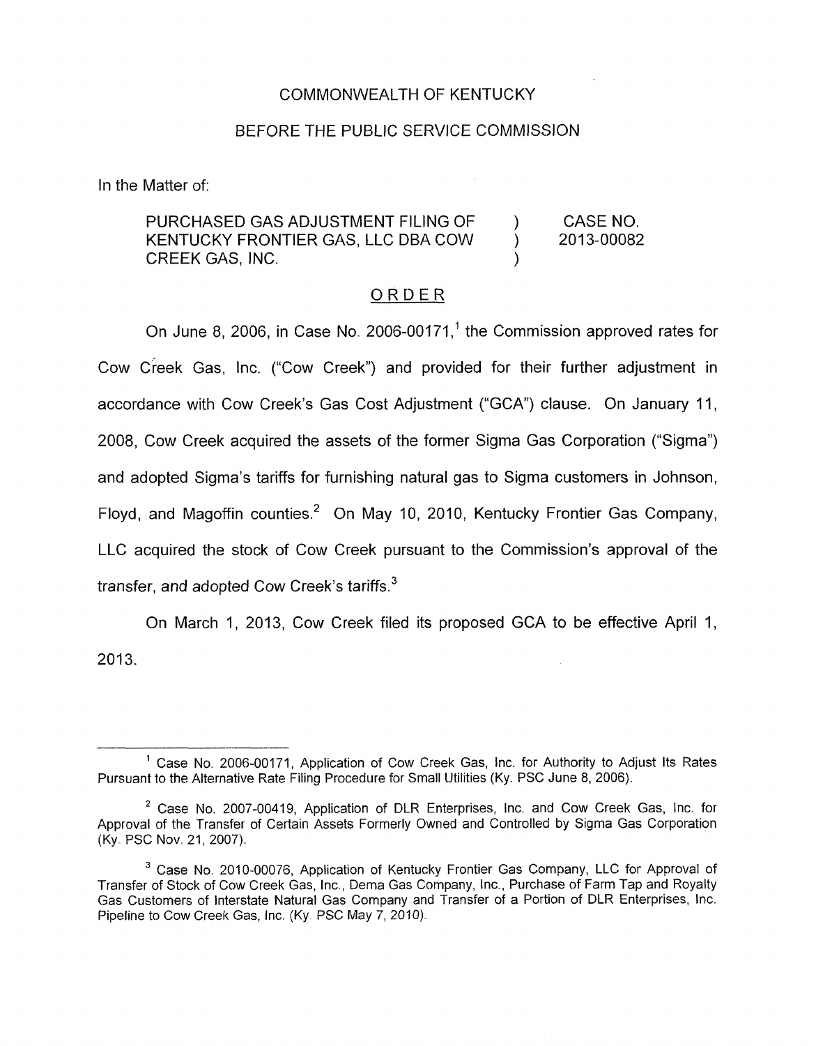COMMONWEALTH OF KENTUCKY

BEFORE THE PUBLIC SERVICE COMMISSION

In the Matter of:

| | | |
|---|---|---|
| PURCHASED GAS ADJUSTMENT FILING OF KENTUCKY FRONTIER GAS, LLC DBA COW CREEK GAS, INC. | ) ) ) | CASE NO. 2013-00082 |

## ORDER

On June 8, 2006, in Case No. 2006-00171,[1] the Commission approved rates for Cow Creek Gas, Inc. ("Cow Creek") and provided for their further adjustment in accordance with Cow Creek's Gas Cost Adjustment ("GCA") clause. On January 11, 2008, Cow Creek acquired the assets of the former Sigma Gas Corporation ("Sigma") and adopted Sigma's tariffs for furnishing natural gas to Sigma customers in Johnson, Floyd, and Magoffin counties.[2] On May 10, 2010, Kentucky Frontier Gas Company, LLC acquired the stock of Cow Creek pursuant to the Commission's approval of the transfer, and adopted Cow Creek's tariffs.[3]

On March 1, 2013, Cow Creek filed its proposed GCA to be effective April 1, 2013.

---

[1] Case No. 2006-00171, Application of Cow Creek Gas, Inc. for Authority to Adjust Its Rates Pursuant to the Alternative Rate Filing Procedure for Small Utilities (Ky. PSC June 8, 2006).

[2] Case No. 2007-00419, Application of DLR Enterprises, Inc. and Cow Creek Gas, Inc. for Approval of the Transfer of Certain Assets Formerly Owned and Controlled by Sigma Gas Corporation (Ky. PSC Nov. 21, 2007).

[3] Case No. 2010-00076, Application of Kentucky Frontier Gas Company, LLC for Approval of Transfer of Stock of Cow Creek Gas, Inc., Dema Gas Company, Inc., Purchase of Farm Tap and Royalty Gas Customers of Interstate Natural Gas Company and Transfer of a Portion of DLR Enterprises, Inc. Pipeline to Cow Creek Gas, Inc. (Ky. PSC May 7, 2010).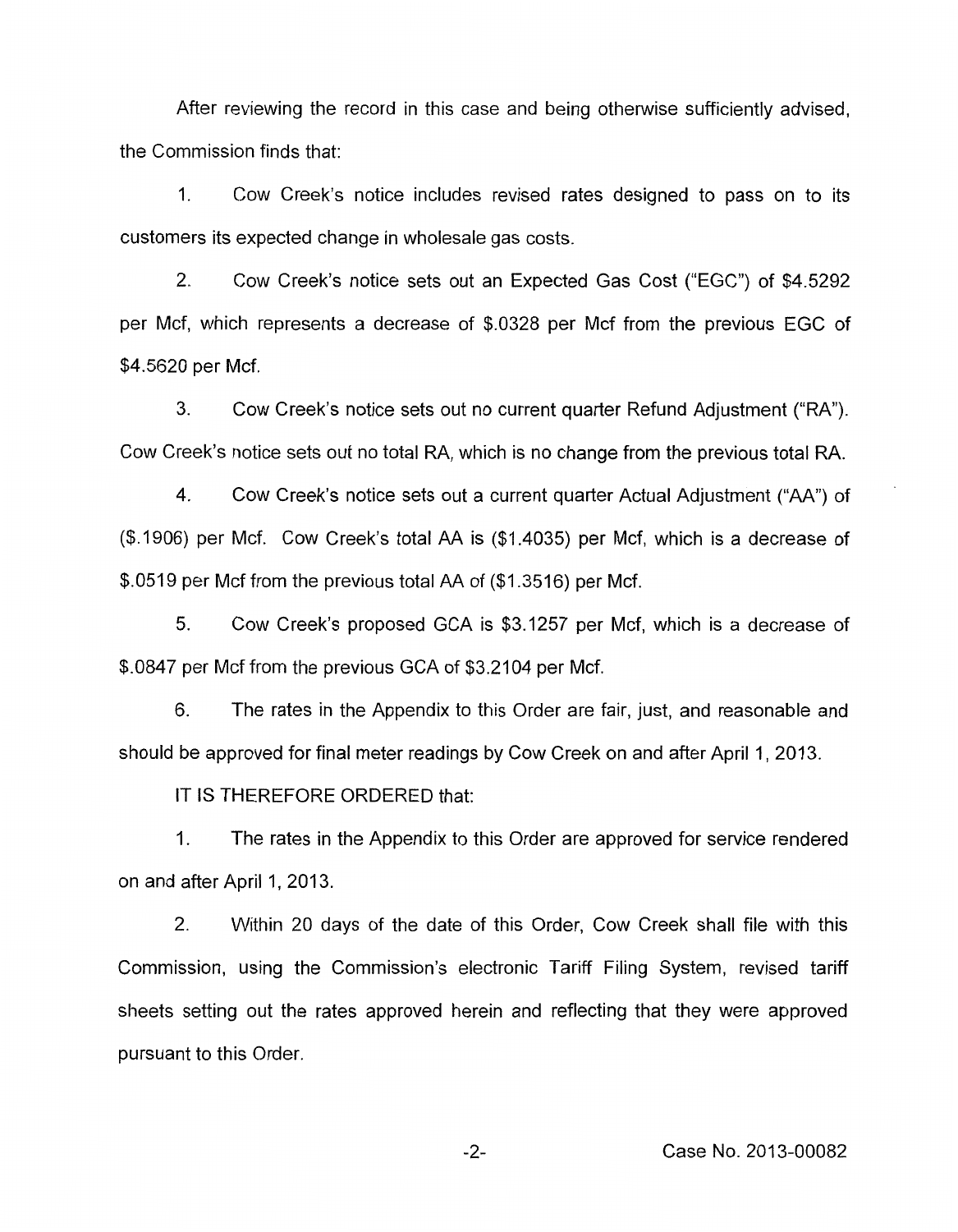After reviewing the record in this case and being otherwise sufficiently advised, the Commission finds that:

1. Cow Creek's notice includes revised rates designed to pass on to its customers its expected change in wholesale gas costs.

2. Cow Creek's notice sets out an Expected Gas Cost ("EGC") of $4.5292 per Mcf, which represents a decrease of $.0328 per Mcf from the previous EGC of $4.5620 per Mcf.

3. Cow Creek's notice sets out no current quarter Refund Adjustment ("RA"). Cow Creek's notice sets out no total RA, which is no change from the previous total RA.

4. Cow Creek's notice sets out a current quarter Actual Adjustment ("AA") of ($.1906) per Mcf. Cow Creek's total AA is ($1.4035) per Mcf, which is a decrease of $.0519 per Mcf from the previous total AA of ($1.3516) per Mcf.

5. Cow Creek's proposed GCA is $3.1257 per Mcf, which is a decrease of $.0847 per Mcf from the previous GCA of $3.2104 per Mcf.

6. The rates in the Appendix to this Order are fair, just, and reasonable and should be approved for final meter readings by Cow Creek on and after April 1, 2013.

IT IS THEREFORE ORDERED that:

1. The rates in the Appendix to this Order are approved for service rendered on and after April 1, 2013.

2. Within 20 days of the date of this Order, Cow Creek shall file with this Commission, using the Commission's electronic Tariff Filing System, revised tariff sheets setting out the rates approved herein and reflecting that they were approved pursuant to this Order.

Case No. 2013-00082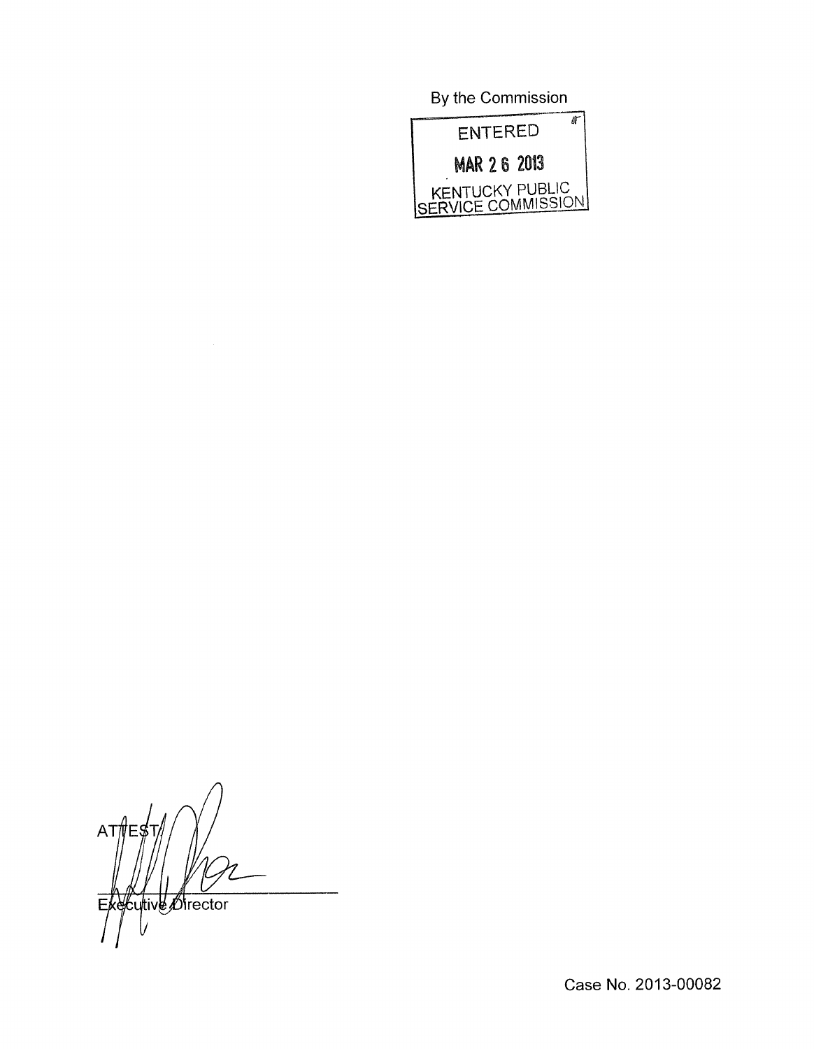By the Commission

ENTERED

MAR 26 2013

KENTUCKY PUBLIC SERVICE COMMISSION

ATTEST:

Executive Director

Case No. 2013-00082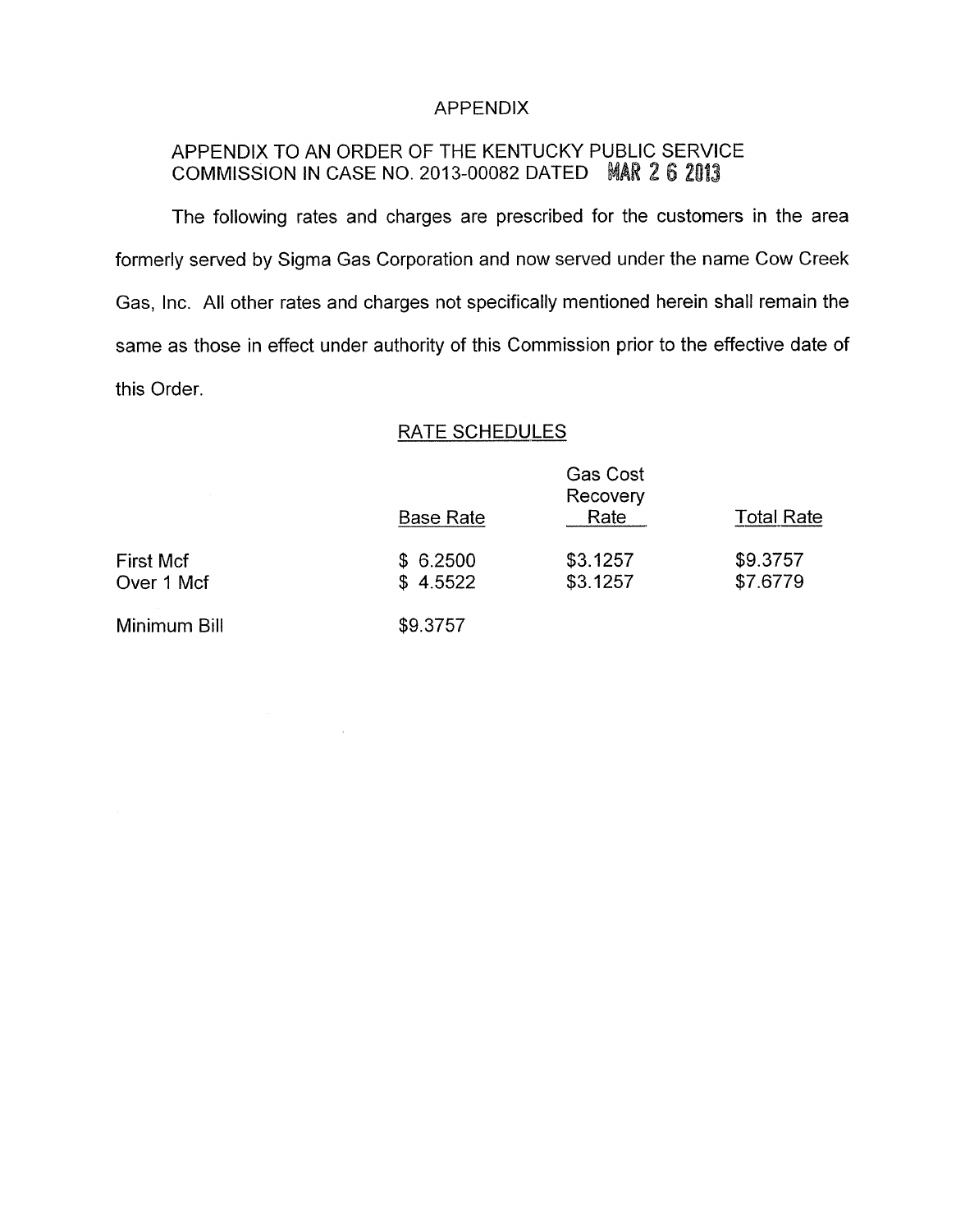# APPENDIX

## APPENDIX TO AN ORDER OF THE KENTUCKY PUBLIC SERVICE COMMISSION IN CASE NO. 2013-00082 DATED MAR 26 2013

The following rates and charges are prescribed for the customers in the area formerly served by Sigma Gas Corporation and now served under the name Cow Creek Gas, Inc. All other rates and charges not specifically mentioned herein shall remain the same as those in effect under authority of this Commission prior to the effective date of this Order.

### RATE SCHEDULES

| | Base Rate | Gas Cost Recovery Rate | Total Rate |
|---|---|---|---|
| First Mcf | $ 6.2500 | $3.1257 | $9.3757 |
| Over 1 Mcf | $ 4.5522 | $3.1257 | $7.6779 |
| Minimum Bill | $9.3757 | | |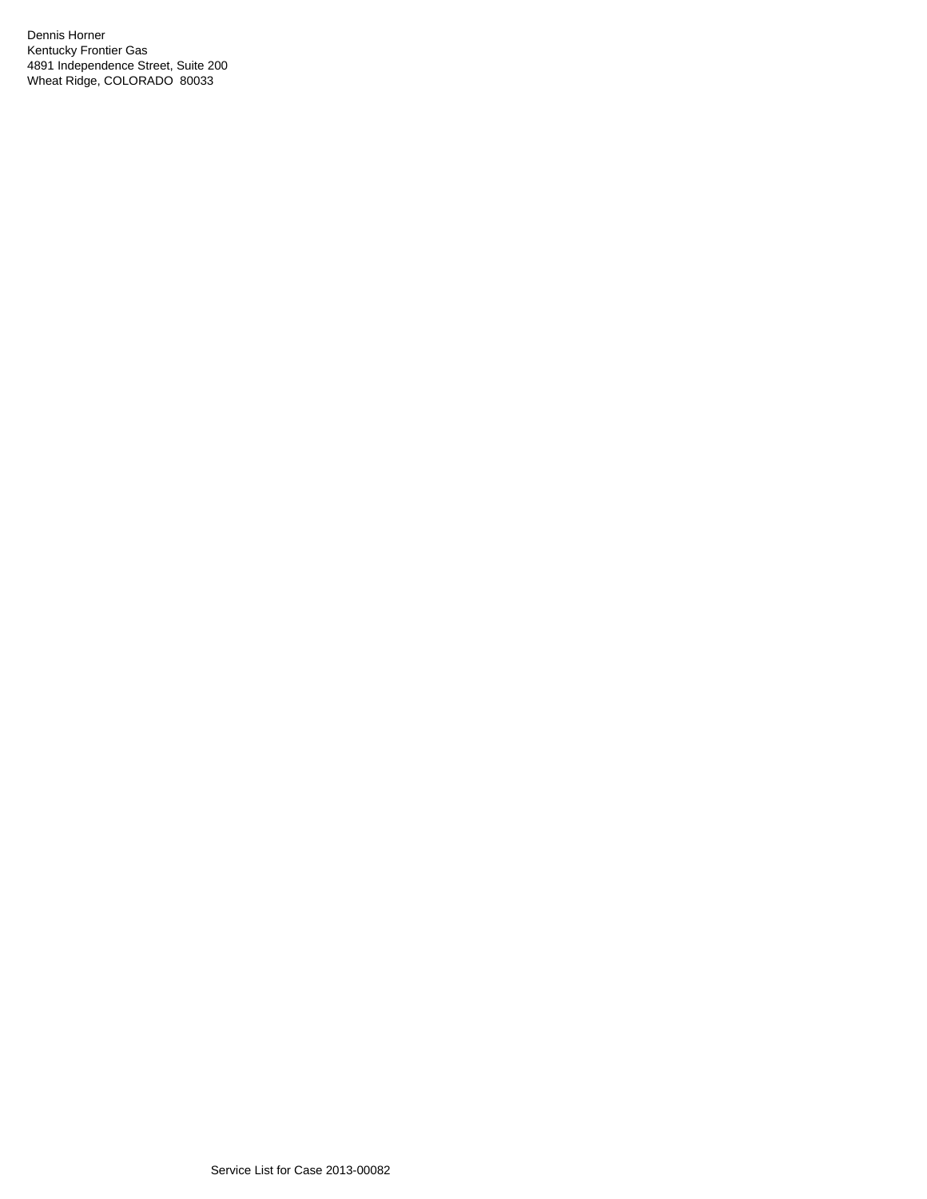Dennis Horner
Kentucky Frontier Gas
4891 Independence Street, Suite 200
Wheat Ridge, COLORADO 80033